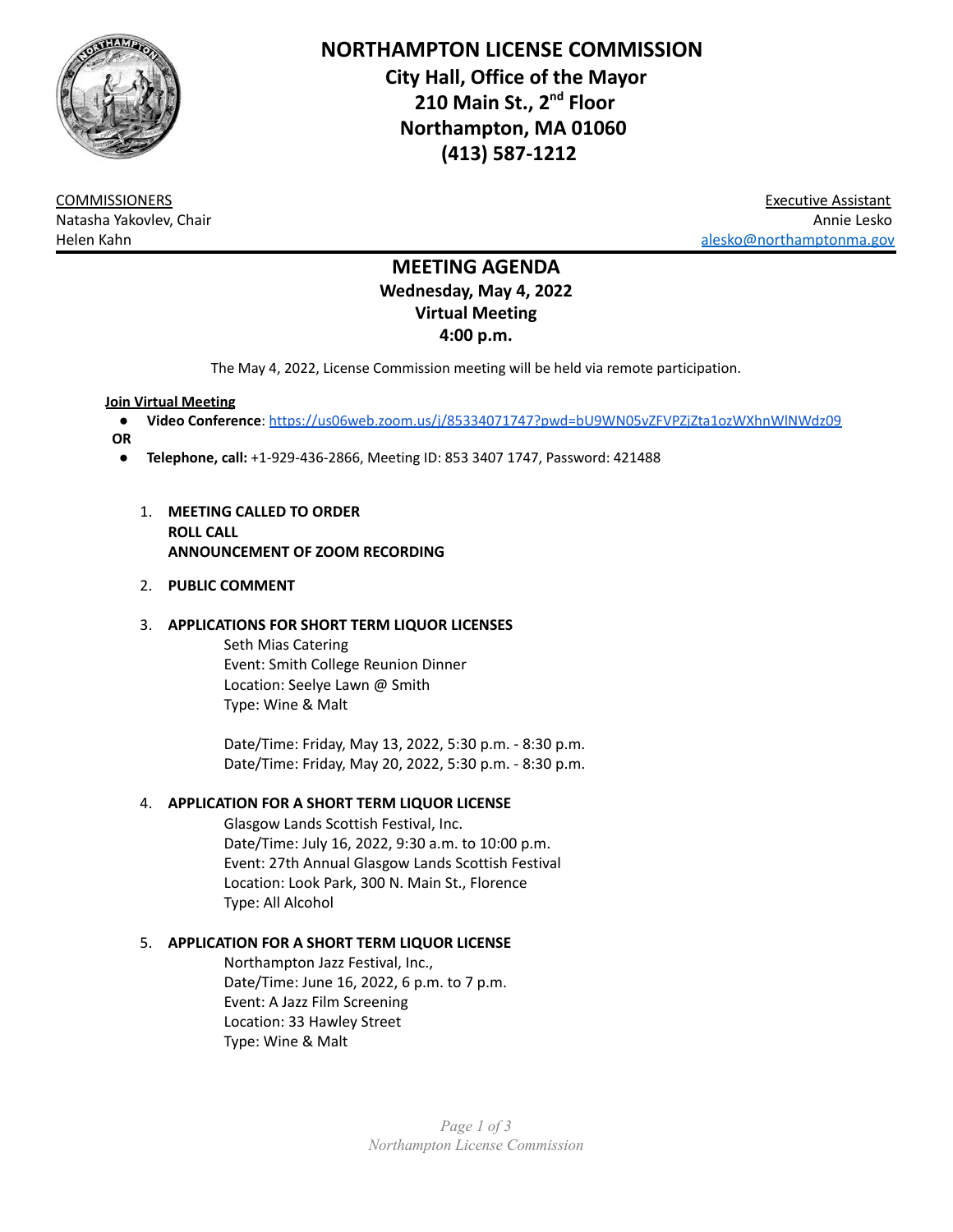# NORTHAMPTON LICENSE COMMISSION

**City Hall, Office of the Mayor**
**210 Main St., 2nd Floor**
**Northampton, MA 01060**
**(413) 587-1212**

COMMISSIONERS
Natasha Yakovlev, Chair
Helen Kahn

Executive Assistant
Annie Lesko
alesko@northamptonma.gov

## MEETING AGENDA

**Wednesday, May 4, 2022**
**Virtual Meeting**
**4:00 p.m.**

The May 4, 2022, License Commission meeting will be held via remote participation.

**Join Virtual Meeting**

- **Video Conference**: https://us06web.zoom.us/j/85334071747?pwd=bU9WN05vZFVPZjZta1ozWXhnWlNWdz09

**OR**

- **Telephone, call:** +1-929-436-2866, Meeting ID: 853 3407 1747, Password: 421488

1. **MEETING CALLED TO ORDER**
   **ROLL CALL**
   **ANNOUNCEMENT OF ZOOM RECORDING**

2. **PUBLIC COMMENT**

3. **APPLICATIONS FOR SHORT TERM LIQUOR LICENSES**

   Seth Mias Catering
   Event: Smith College Reunion Dinner
   Location: Seelye Lawn @ Smith
   Type: Wine & Malt

   Date/Time: Friday, May 13, 2022, 5:30 p.m. - 8:30 p.m.
   Date/Time: Friday, May 20, 2022, 5:30 p.m. - 8:30 p.m.

4. **APPLICATION FOR A SHORT TERM LIQUOR LICENSE**

   Glasgow Lands Scottish Festival, Inc.
   Date/Time: July 16, 2022, 9:30 a.m. to 10:00 p.m.
   Event: 27th Annual Glasgow Lands Scottish Festival
   Location: Look Park, 300 N. Main St., Florence
   Type: All Alcohol

5. **APPLICATION FOR A SHORT TERM LIQUOR LICENSE**

   Northampton Jazz Festival, Inc.,
   Date/Time: June 16, 2022, 6 p.m. to 7 p.m.
   Event: A Jazz Film Screening
   Location: 33 Hawley Street
   Type: Wine & Malt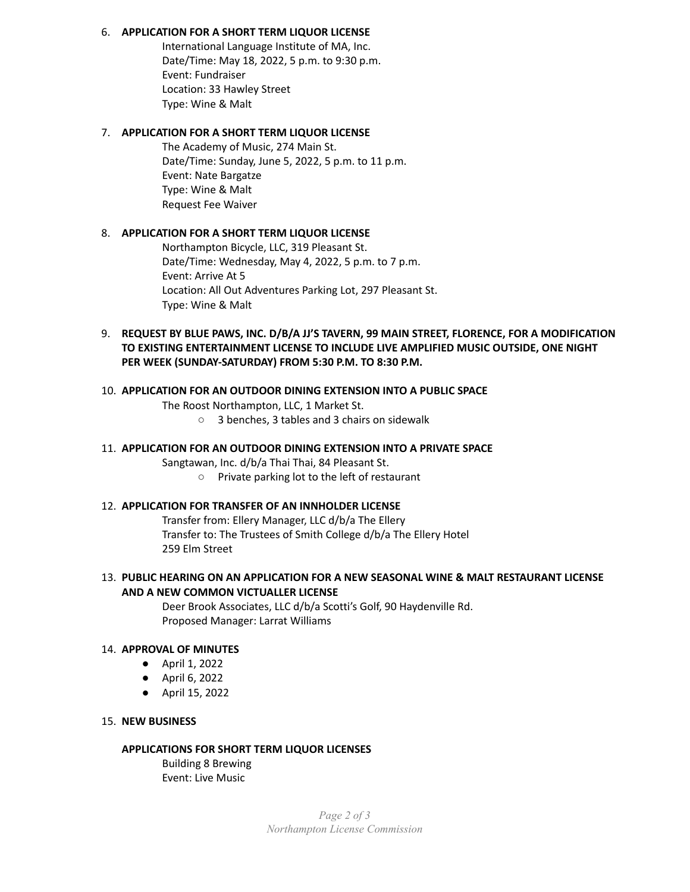6. **APPLICATION FOR A SHORT TERM LIQUOR LICENSE**
   International Language Institute of MA, Inc.
   Date/Time: May 18, 2022, 5 p.m. to 9:30 p.m.
   Event: Fundraiser
   Location: 33 Hawley Street
   Type: Wine & Malt

7. **APPLICATION FOR A SHORT TERM LIQUOR LICENSE**
   The Academy of Music, 274 Main St.
   Date/Time: Sunday, June 5, 2022, 5 p.m. to 11 p.m.
   Event: Nate Bargatze
   Type: Wine & Malt
   Request Fee Waiver

8. **APPLICATION FOR A SHORT TERM LIQUOR LICENSE**
   Northampton Bicycle, LLC, 319 Pleasant St.
   Date/Time: Wednesday, May 4, 2022, 5 p.m. to 7 p.m.
   Event: Arrive At 5
   Location: All Out Adventures Parking Lot, 297 Pleasant St.
   Type: Wine & Malt

9. **REQUEST BY BLUE PAWS, INC. D/B/A JJ'S TAVERN, 99 MAIN STREET, FLORENCE, FOR A MODIFICATION TO EXISTING ENTERTAINMENT LICENSE TO INCLUDE LIVE AMPLIFIED MUSIC OUTSIDE, ONE NIGHT PER WEEK (SUNDAY-SATURDAY) FROM 5:30 P.M. TO 8:30 P.M.**

10. **APPLICATION FOR AN OUTDOOR DINING EXTENSION INTO A PUBLIC SPACE**
    The Roost Northampton, LLC, 1 Market St.
    - 3 benches, 3 tables and 3 chairs on sidewalk

11. **APPLICATION FOR AN OUTDOOR DINING EXTENSION INTO A PRIVATE SPACE**
    Sangtawan, Inc. d/b/a Thai Thai, 84 Pleasant St.
    - Private parking lot to the left of restaurant

12. **APPLICATION FOR TRANSFER OF AN INNHOLDER LICENSE**
    Transfer from: Ellery Manager, LLC d/b/a The Ellery
    Transfer to: The Trustees of Smith College d/b/a The Ellery Hotel
    259 Elm Street

13. **PUBLIC HEARING ON AN APPLICATION FOR A NEW SEASONAL WINE & MALT RESTAURANT LICENSE AND A NEW COMMON VICTUALLER LICENSE**
    Deer Brook Associates, LLC d/b/a Scotti's Golf, 90 Haydenville Rd.
    Proposed Manager: Larrat Williams

14. **APPROVAL OF MINUTES**
    - April 1, 2022
    - April 6, 2022
    - April 15, 2022

15. **NEW BUSINESS**

    **APPLICATIONS FOR SHORT TERM LIQUOR LICENSES**
    Building 8 Brewing
    Event: Live Music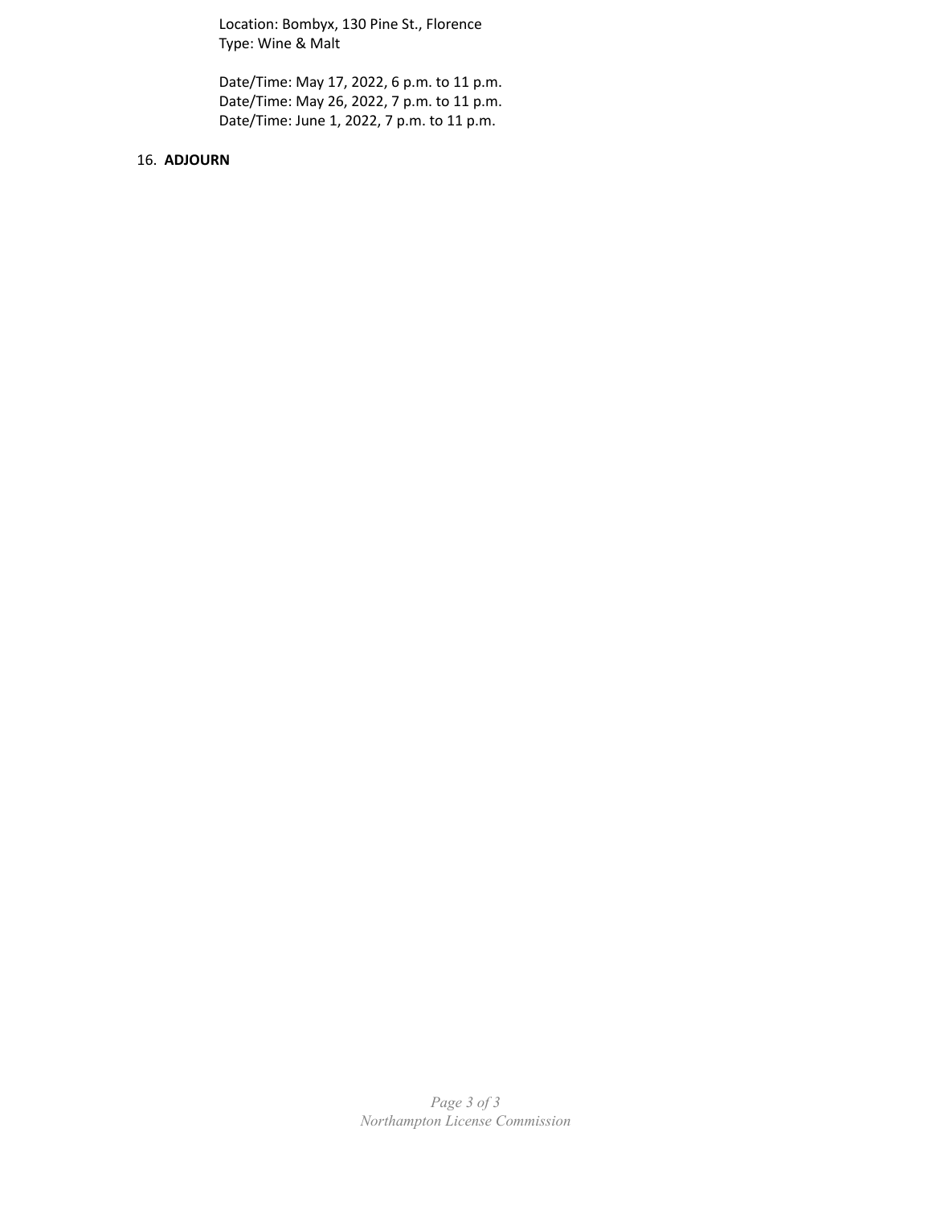Location: Bombyx, 130 Pine St., Florence
Type: Wine & Malt

Date/Time: May 17, 2022, 6 p.m. to 11 p.m.
Date/Time: May 26, 2022, 7 p.m. to 11 p.m.
Date/Time: June 1, 2022, 7 p.m. to 11 p.m.

16. **ADJOURN**